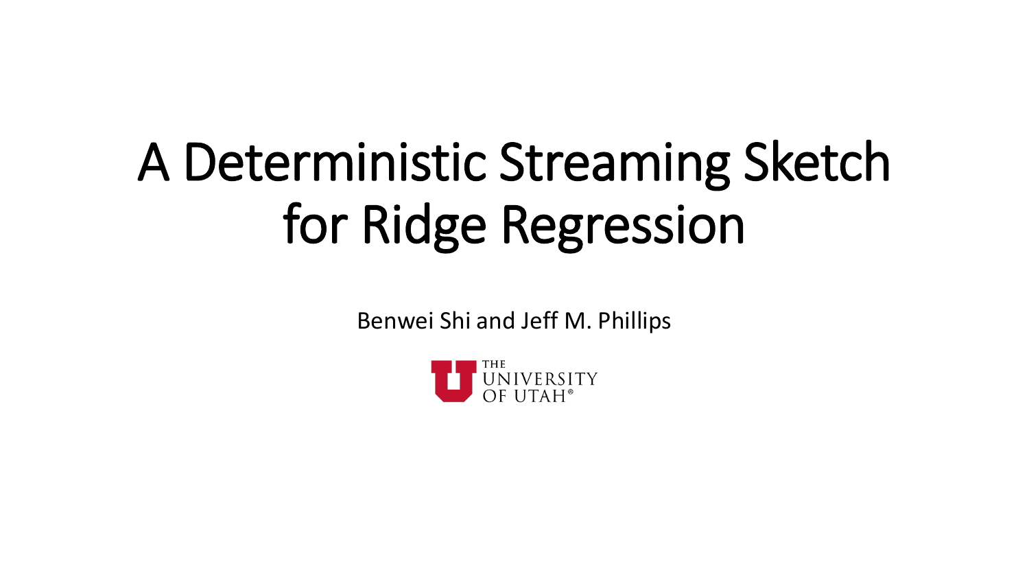# A Deterministic Streaming Sketch for Ridge Regression

Benwei Shi and Jeff M. Phillips

THE UNIVERSITY OF UTAH®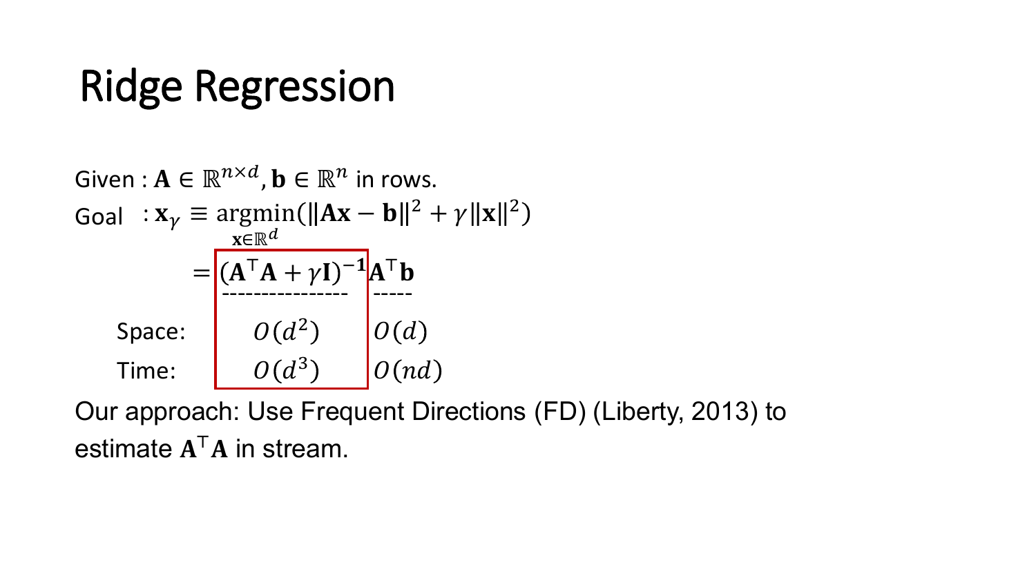# Ridge Regression

Given : $\mathbf{A} \in \mathbb{R}^{n \times d}, \mathbf{b} \in \mathbb{R}^n$ in rows.

Goal : $\mathbf{x}_\gamma \equiv \underset{\mathbf{x} \in \mathbb{R}^d}{\operatorname{argmin}}(\|\mathbf{A}\mathbf{x} - \mathbf{b}\|^2 + \gamma\|\mathbf{x}\|^2)$

$$= (\mathbf{A}^\top \mathbf{A} + \gamma \mathbf{I})^{-1} \mathbf{A}^\top \mathbf{b}$$

| | $(\mathbf{A}^\top \mathbf{A} + \gamma \mathbf{I})^{-1}$ | $\mathbf{A}^\top \mathbf{b}$ |
|---|---|---|
| Space: | $O(d^2)$ | $O(d)$ |
| Time: | $O(d^3)$ | $O(nd)$ |

Our approach: Use Frequent Directions (FD) (Liberty, 2013) to estimate $\mathbf{A}^\top \mathbf{A}$ in stream.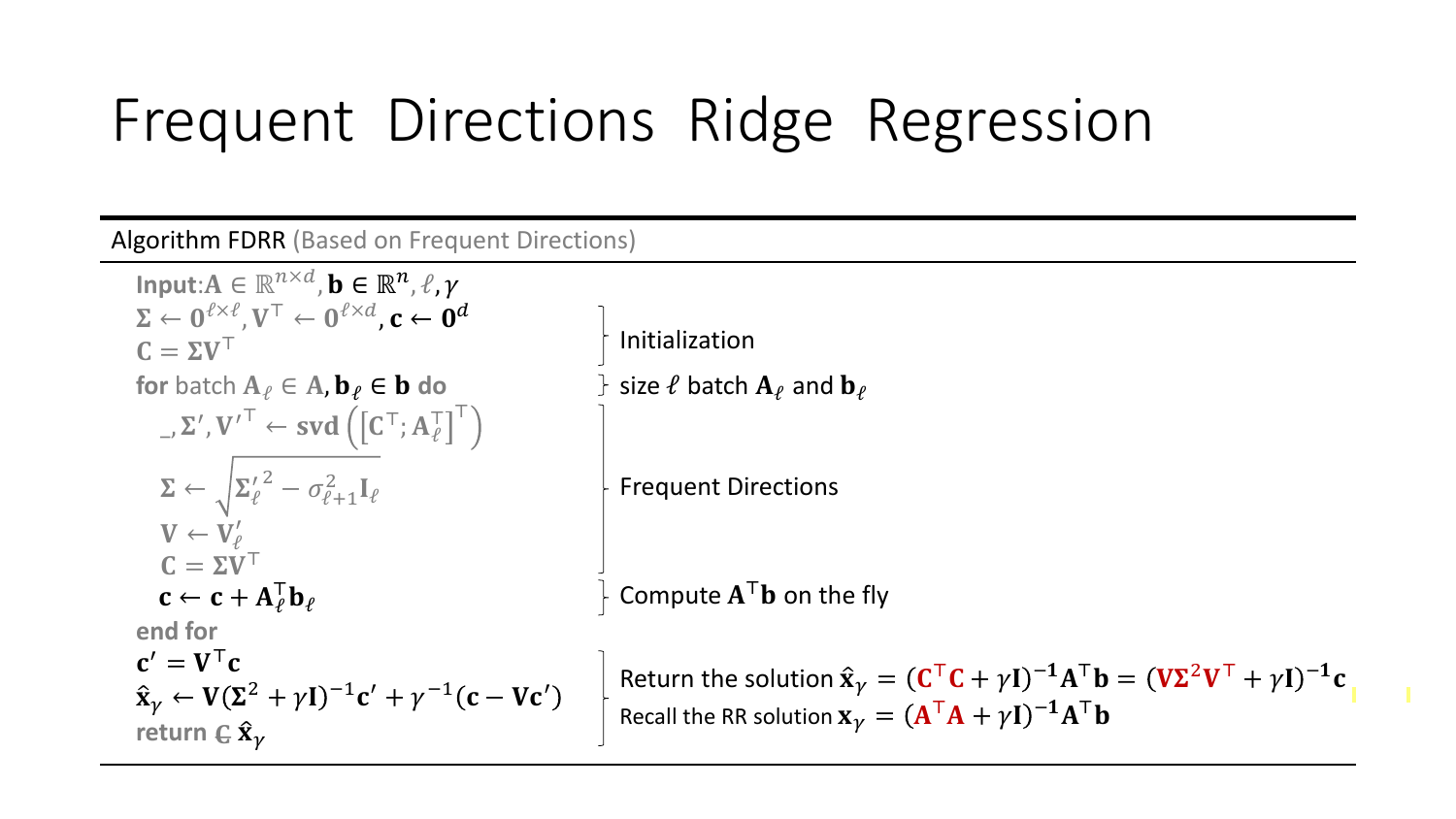# Frequent Directions Ridge Regression

**Algorithm FDRR** (Based on Frequent Directions)

| Algorithm | Annotation |
|---|---|
| **Input**: $\mathbf{A} \in \mathbb{R}^{n \times d}, \mathbf{b} \in \mathbb{R}^n, \ell, \gamma$ | |
| $\boldsymbol{\Sigma} \leftarrow \mathbf{0}^{\ell \times \ell}, \mathbf{V}^\top \leftarrow \mathbf{0}^{\ell \times d}, \mathbf{c} \leftarrow \mathbf{0}^d$ | Initialization |
| $\mathbf{C} = \boldsymbol{\Sigma}\mathbf{V}^\top$ | Initialization |
| **for** batch $\mathbf{A}_\ell \in \mathbf{A}, \mathbf{b}_\ell \in \mathbf{b}$ **do** | size $\ell$ batch $\mathbf{A}_\ell$ and $\mathbf{b}_\ell$ |
| $\quad \_, \boldsymbol{\Sigma}', \mathbf{V}'^\top \leftarrow \mathbf{svd}\left(\left[\mathbf{C}^\top; \mathbf{A}_\ell^\top\right]^\top\right)$ | Frequent Directions |
| $\quad \boldsymbol{\Sigma} \leftarrow \sqrt{\boldsymbol{\Sigma}_\ell'^2 - \sigma_{\ell+1}^2 \mathbf{I}_\ell}$ | Frequent Directions |
| $\quad \mathbf{V} \leftarrow \mathbf{V}_\ell'$ | Frequent Directions |
| $\quad \mathbf{C} = \boldsymbol{\Sigma}\mathbf{V}^\top$ | Frequent Directions |
| $\quad \mathbf{c} \leftarrow \mathbf{c} + \mathbf{A}_\ell^\top \mathbf{b}_\ell$ | Compute $\mathbf{A}^\top\mathbf{b}$ on the fly |
| **end for** | |
| $\mathbf{c}' = \mathbf{V}^\top \mathbf{c}$ | Return the solution $\hat{\mathbf{x}}_\gamma = (\mathbf{C}^\top\mathbf{C} + \gamma\mathbf{I})^{-1}\mathbf{A}^\top\mathbf{b} = (\mathbf{V}\boldsymbol{\Sigma}^2\mathbf{V}^\top + \gamma\mathbf{I})^{-1}\mathbf{c}$ |
| $\hat{\mathbf{x}}_\gamma \leftarrow \mathbf{V}(\boldsymbol{\Sigma}^2 + \gamma\mathbf{I})^{-1}\mathbf{c}' + \gamma^{-1}(\mathbf{c} - \mathbf{V}\mathbf{c}')$ | Recall the RR solution $\mathbf{x}_\gamma = (\mathbf{A}^\top\mathbf{A} + \gamma\mathbf{I})^{-1}\mathbf{A}^\top\mathbf{b}$ |
| **return** ~~C~~ $\hat{\mathbf{x}}_\gamma$ | |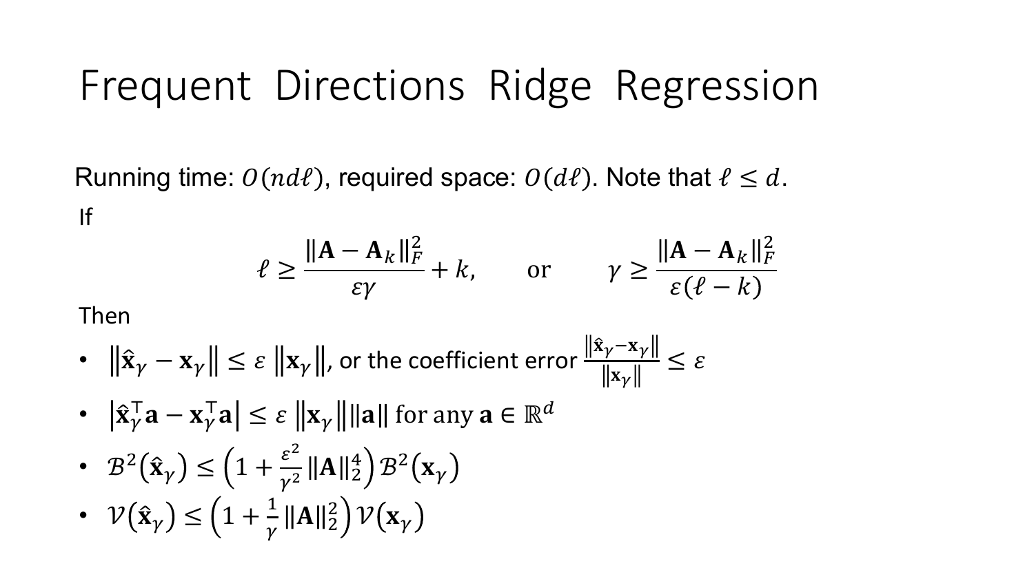# Frequent Directions Ridge Regression

Running time: $O(nd\ell)$, required space: $O(d\ell)$. Note that $\ell \leq d$.

If

$$\ell \geq \frac{\|\mathbf{A} - \mathbf{A}_k\|_F^2}{\varepsilon\gamma} + k, \qquad \text{or} \qquad \gamma \geq \frac{\|\mathbf{A} - \mathbf{A}_k\|_F^2}{\varepsilon(\ell - k)}$$

Then

- $\|\hat{\mathbf{x}}_\gamma - \mathbf{x}_\gamma\| \leq \varepsilon \|\mathbf{x}_\gamma\|$, or the coefficient error $\frac{\|\hat{\mathbf{x}}_\gamma - \mathbf{x}_\gamma\|}{\|\mathbf{x}_\gamma\|} \leq \varepsilon$
- $|\hat{\mathbf{x}}_\gamma^\top \mathbf{a} - \mathbf{x}_\gamma^\top \mathbf{a}| \leq \varepsilon \|\mathbf{x}_\gamma\| \|\mathbf{a}\|$ for any $\mathbf{a} \in \mathbb{R}^d$
- $\mathcal{B}^2(\hat{\mathbf{x}}_\gamma) \leq \left(1 + \frac{\varepsilon^2}{\gamma^2} \|\mathbf{A}\|_2^4\right) \mathcal{B}^2(\mathbf{x}_\gamma)$
- $\mathcal{V}(\hat{\mathbf{x}}_\gamma) \leq \left(1 + \frac{1}{\gamma} \|\mathbf{A}\|_2^2\right) \mathcal{V}(\mathbf{x}_\gamma)$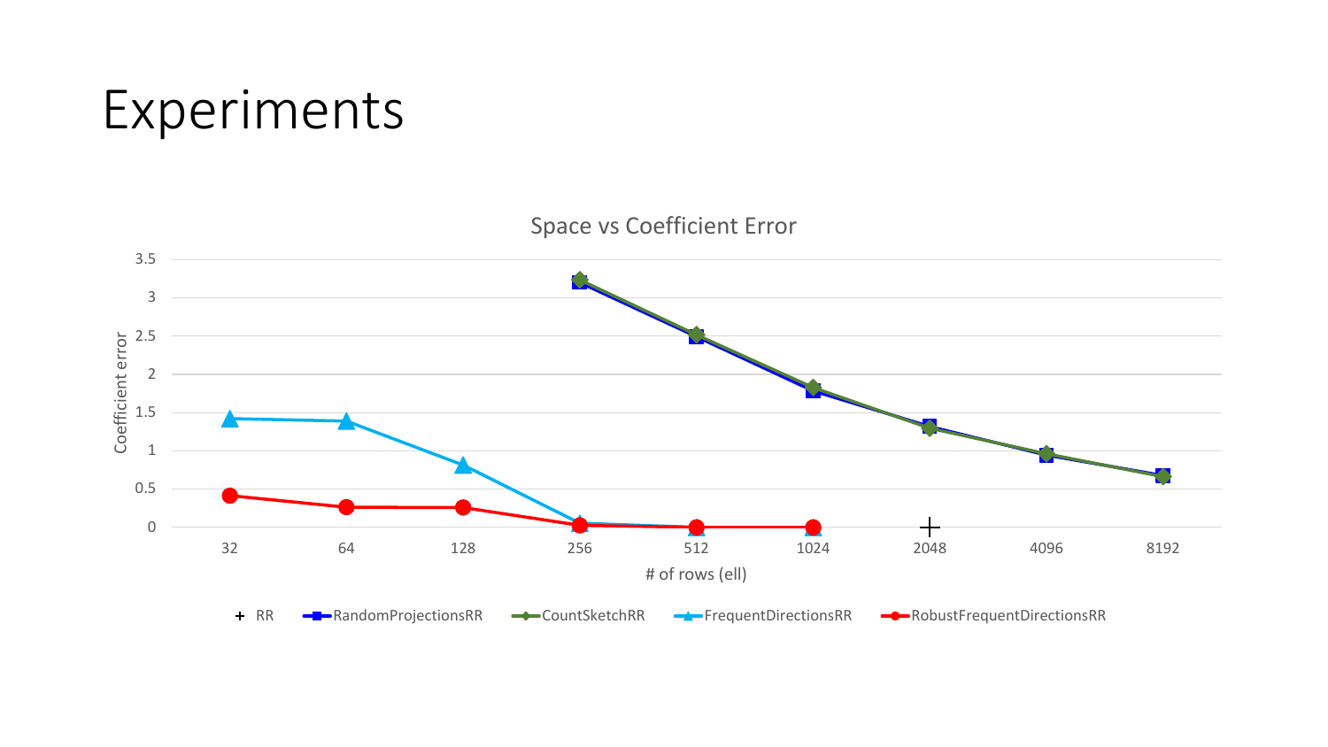# Experiments

Space vs Coefficient Error

3.5
3
2.5
2
1.5
1
0.5
0

Coefficient error

32
64
128
256
512
1024
2048
4096
8192

# of rows (ell)

RR
RandomProjectionsRR
CountSketchRR
FrequentDirectionsRR
RobustFrequentDirectionsRR